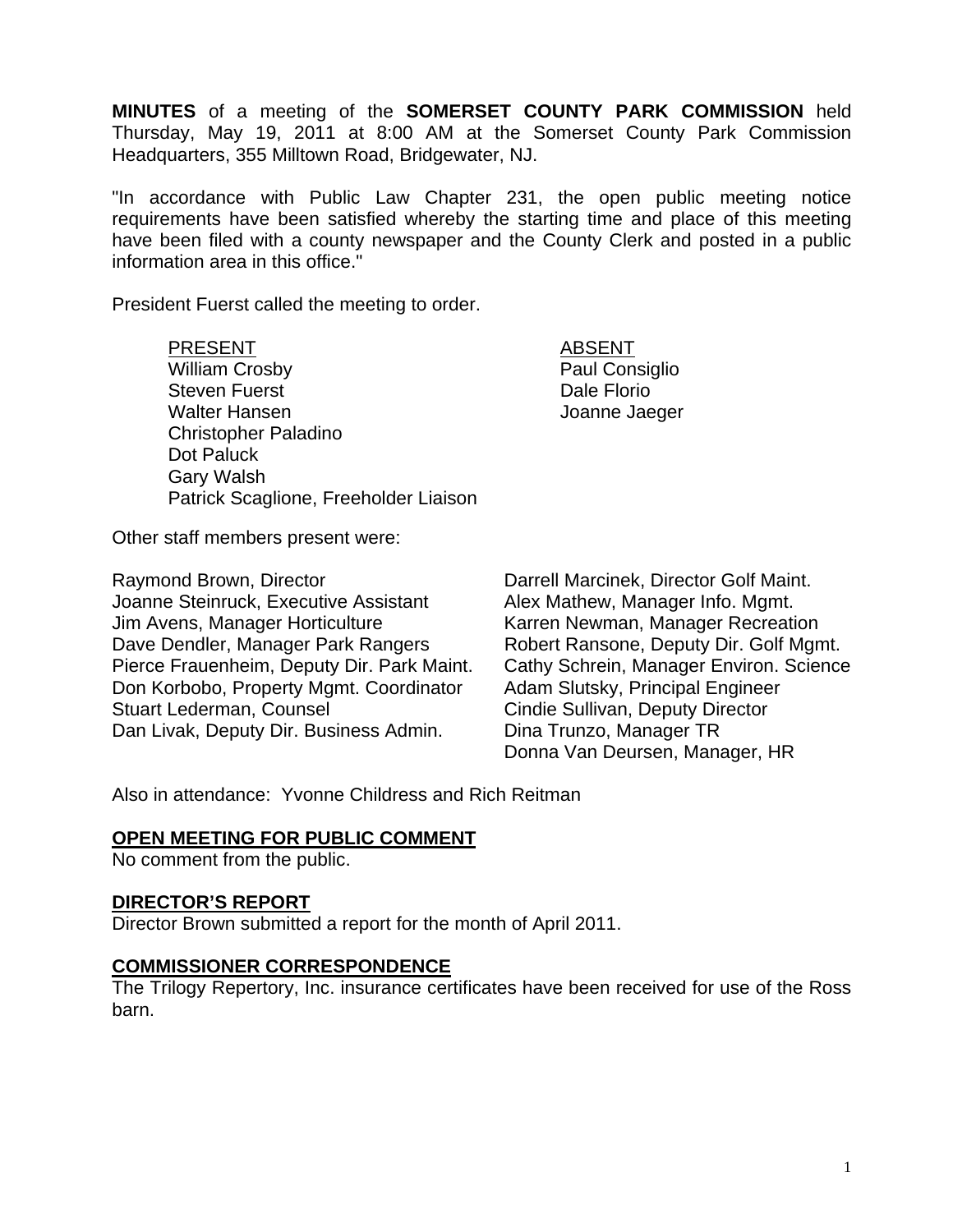**MINUTES** of a meeting of the **SOMERSET COUNTY PARK COMMISSION** held Thursday, May 19, 2011 at 8:00 AM at the Somerset County Park Commission Headquarters, 355 Milltown Road, Bridgewater, NJ.

"In accordance with Public Law Chapter 231, the open public meeting notice requirements have been satisfied whereby the starting time and place of this meeting have been filed with a county newspaper and the County Clerk and posted in a public information area in this office."

President Fuerst called the meeting to order.

PRESENT
William Crosby
Steven Fuerst
Walter Hansen
Christopher Paladino
Dot Paluck
Gary Walsh
Patrick Scaglione, Freeholder Liaison

ABSENT
Paul Consiglio
Dale Florio
Joanne Jaeger

Other staff members present were:

Raymond Brown, Director
Joanne Steinruck, Executive Assistant
Jim Avens, Manager Horticulture
Dave Dendler, Manager Park Rangers
Pierce Frauenheim, Deputy Dir. Park Maint.
Don Korbobo, Property Mgmt. Coordinator
Stuart Lederman, Counsel
Dan Livak, Deputy Dir. Business Admin.
Darrell Marcinek, Director Golf Maint.
Alex Mathew, Manager Info. Mgmt.
Karren Newman, Manager Recreation
Robert Ransone, Deputy Dir. Golf Mgmt.
Cathy Schrein, Manager Environ. Science
Adam Slutsky, Principal Engineer
Cindie Sullivan, Deputy Director
Dina Trunzo, Manager TR
Donna Van Deursen, Manager, HR

Also in attendance: Yvonne Childress and Rich Reitman

## OPEN MEETING FOR PUBLIC COMMENT

No comment from the public.

## DIRECTOR'S REPORT

Director Brown submitted a report for the month of April 2011.

## COMMISSIONER CORRESPONDENCE

The Trilogy Repertory, Inc. insurance certificates have been received for use of the Ross barn.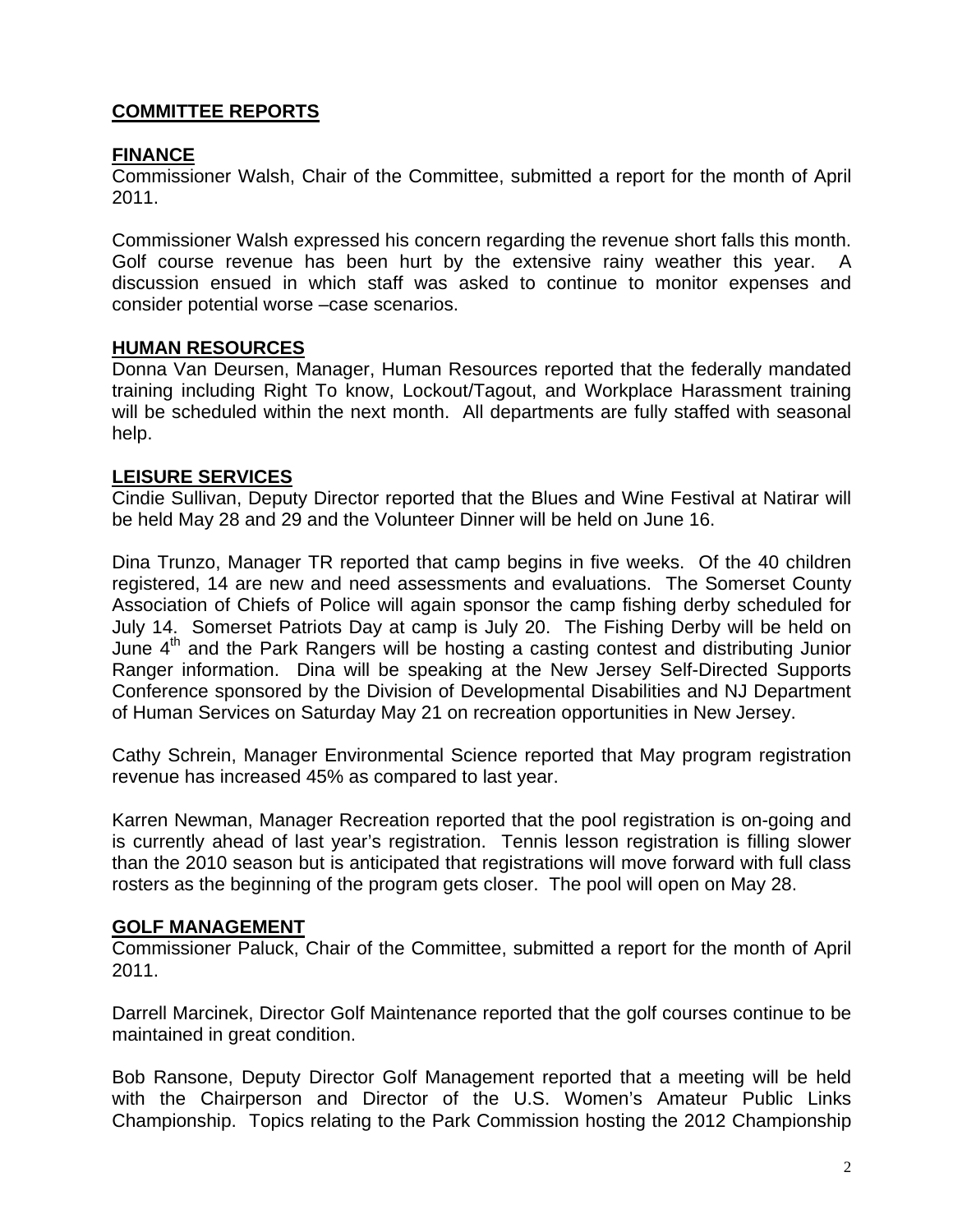## COMMITTEE REPORTS

### FINANCE

Commissioner Walsh, Chair of the Committee, submitted a report for the month of April 2011.

Commissioner Walsh expressed his concern regarding the revenue short falls this month. Golf course revenue has been hurt by the extensive rainy weather this year. A discussion ensued in which staff was asked to continue to monitor expenses and consider potential worse –case scenarios.

### HUMAN RESOURCES

Donna Van Deursen, Manager, Human Resources reported that the federally mandated training including Right To know, Lockout/Tagout, and Workplace Harassment training will be scheduled within the next month. All departments are fully staffed with seasonal help.

### LEISURE SERVICES

Cindie Sullivan, Deputy Director reported that the Blues and Wine Festival at Natirar will be held May 28 and 29 and the Volunteer Dinner will be held on June 16.

Dina Trunzo, Manager TR reported that camp begins in five weeks. Of the 40 children registered, 14 are new and need assessments and evaluations. The Somerset County Association of Chiefs of Police will again sponsor the camp fishing derby scheduled for July 14. Somerset Patriots Day at camp is July 20. The Fishing Derby will be held on June 4th and the Park Rangers will be hosting a casting contest and distributing Junior Ranger information. Dina will be speaking at the New Jersey Self-Directed Supports Conference sponsored by the Division of Developmental Disabilities and NJ Department of Human Services on Saturday May 21 on recreation opportunities in New Jersey.

Cathy Schrein, Manager Environmental Science reported that May program registration revenue has increased 45% as compared to last year.

Karren Newman, Manager Recreation reported that the pool registration is on-going and is currently ahead of last year's registration. Tennis lesson registration is filling slower than the 2010 season but is anticipated that registrations will move forward with full class rosters as the beginning of the program gets closer. The pool will open on May 28.

### GOLF MANAGEMENT

Commissioner Paluck, Chair of the Committee, submitted a report for the month of April 2011.

Darrell Marcinek, Director Golf Maintenance reported that the golf courses continue to be maintained in great condition.

Bob Ransone, Deputy Director Golf Management reported that a meeting will be held with the Chairperson and Director of the U.S. Women's Amateur Public Links Championship. Topics relating to the Park Commission hosting the 2012 Championship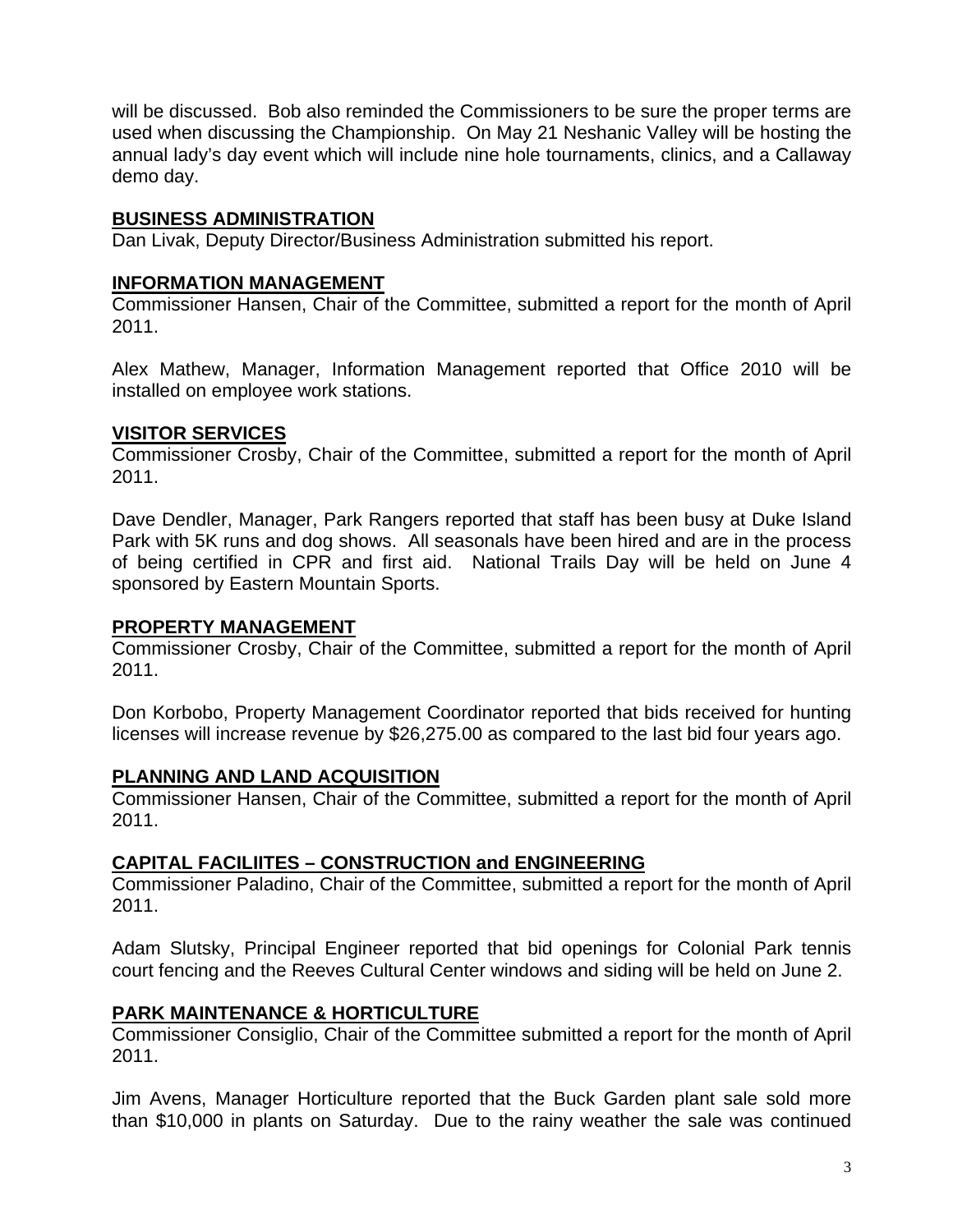will be discussed. Bob also reminded the Commissioners to be sure the proper terms are used when discussing the Championship. On May 21 Neshanic Valley will be hosting the annual lady's day event which will include nine hole tournaments, clinics, and a Callaway demo day.

## BUSINESS ADMINISTRATION

Dan Livak, Deputy Director/Business Administration submitted his report.

## INFORMATION MANAGEMENT

Commissioner Hansen, Chair of the Committee, submitted a report for the month of April 2011.

Alex Mathew, Manager, Information Management reported that Office 2010 will be installed on employee work stations.

## VISITOR SERVICES

Commissioner Crosby, Chair of the Committee, submitted a report for the month of April 2011.

Dave Dendler, Manager, Park Rangers reported that staff has been busy at Duke Island Park with 5K runs and dog shows. All seasonals have been hired and are in the process of being certified in CPR and first aid. National Trails Day will be held on June 4 sponsored by Eastern Mountain Sports.

## PROPERTY MANAGEMENT

Commissioner Crosby, Chair of the Committee, submitted a report for the month of April 2011.

Don Korbobo, Property Management Coordinator reported that bids received for hunting licenses will increase revenue by $26,275.00 as compared to the last bid four years ago.

## PLANNING AND LAND ACQUISITION

Commissioner Hansen, Chair of the Committee, submitted a report for the month of April 2011.

## CAPITAL FACILIITES – CONSTRUCTION and ENGINEERING

Commissioner Paladino, Chair of the Committee, submitted a report for the month of April 2011.

Adam Slutsky, Principal Engineer reported that bid openings for Colonial Park tennis court fencing and the Reeves Cultural Center windows and siding will be held on June 2.

## PARK MAINTENANCE & HORTICULTURE

Commissioner Consiglio, Chair of the Committee submitted a report for the month of April 2011.

Jim Avens, Manager Horticulture reported that the Buck Garden plant sale sold more than $10,000 in plants on Saturday. Due to the rainy weather the sale was continued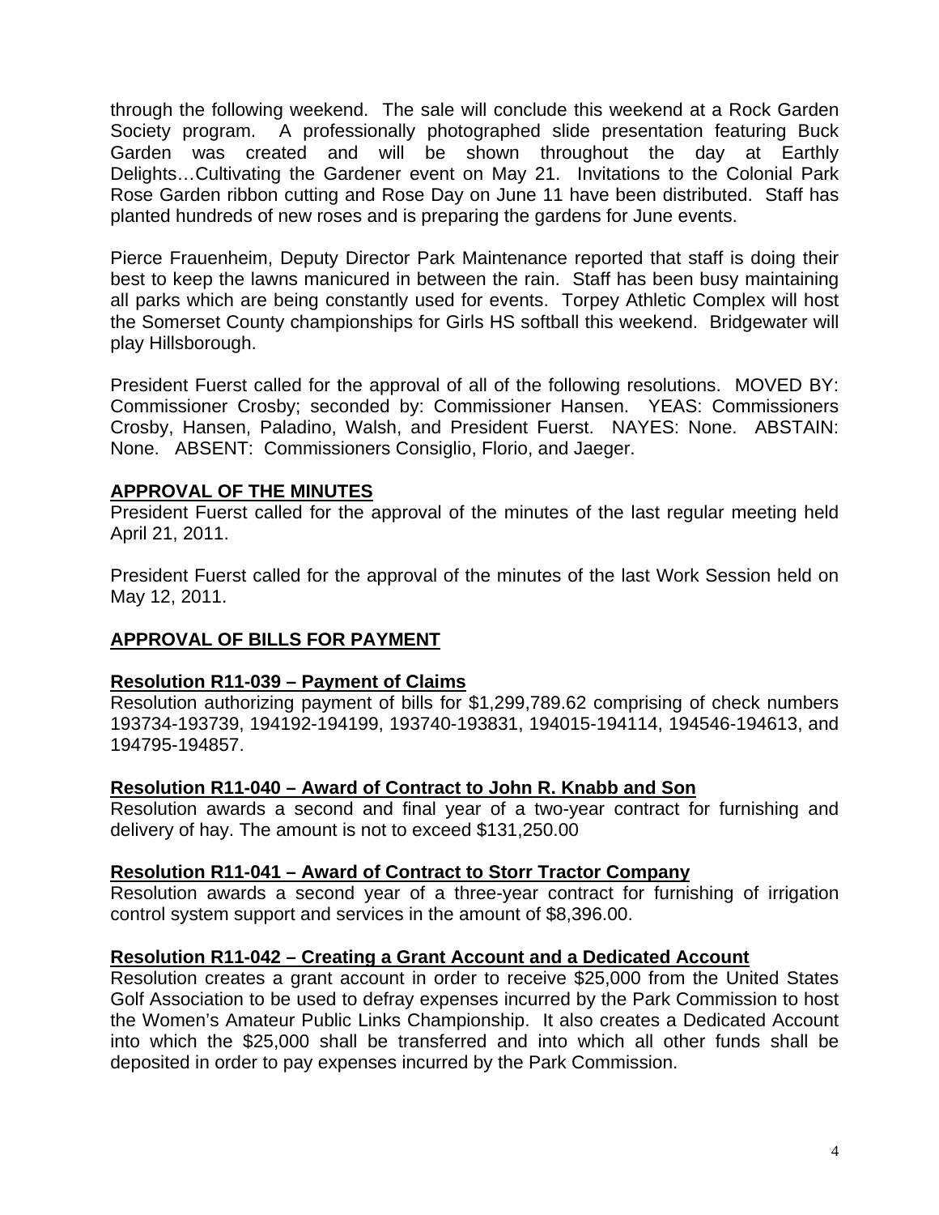through the following weekend. The sale will conclude this weekend at a Rock Garden Society program. A professionally photographed slide presentation featuring Buck Garden was created and will be shown throughout the day at Earthly Delights…Cultivating the Gardener event on May 21. Invitations to the Colonial Park Rose Garden ribbon cutting and Rose Day on June 11 have been distributed. Staff has planted hundreds of new roses and is preparing the gardens for June events.

Pierce Frauenheim, Deputy Director Park Maintenance reported that staff is doing their best to keep the lawns manicured in between the rain. Staff has been busy maintaining all parks which are being constantly used for events. Torpey Athletic Complex will host the Somerset County championships for Girls HS softball this weekend. Bridgewater will play Hillsborough.

President Fuerst called for the approval of all of the following resolutions. MOVED BY: Commissioner Crosby; seconded by: Commissioner Hansen. YEAS: Commissioners Crosby, Hansen, Paladino, Walsh, and President Fuerst. NAYES: None. ABSTAIN: None. ABSENT: Commissioners Consiglio, Florio, and Jaeger.

## APPROVAL OF THE MINUTES

President Fuerst called for the approval of the minutes of the last regular meeting held April 21, 2011.

President Fuerst called for the approval of the minutes of the last Work Session held on May 12, 2011.

## APPROVAL OF BILLS FOR PAYMENT

### Resolution R11-039 – Payment of Claims

Resolution authorizing payment of bills for $1,299,789.62 comprising of check numbers 193734-193739, 194192-194199, 193740-193831, 194015-194114, 194546-194613, and 194795-194857.

### Resolution R11-040 – Award of Contract to John R. Knabb and Son

Resolution awards a second and final year of a two-year contract for furnishing and delivery of hay. The amount is not to exceed $131,250.00

### Resolution R11-041 – Award of Contract to Storr Tractor Company

Resolution awards a second year of a three-year contract for furnishing of irrigation control system support and services in the amount of $8,396.00.

### Resolution R11-042 – Creating a Grant Account and a Dedicated Account

Resolution creates a grant account in order to receive $25,000 from the United States Golf Association to be used to defray expenses incurred by the Park Commission to host the Women's Amateur Public Links Championship. It also creates a Dedicated Account into which the $25,000 shall be transferred and into which all other funds shall be deposited in order to pay expenses incurred by the Park Commission.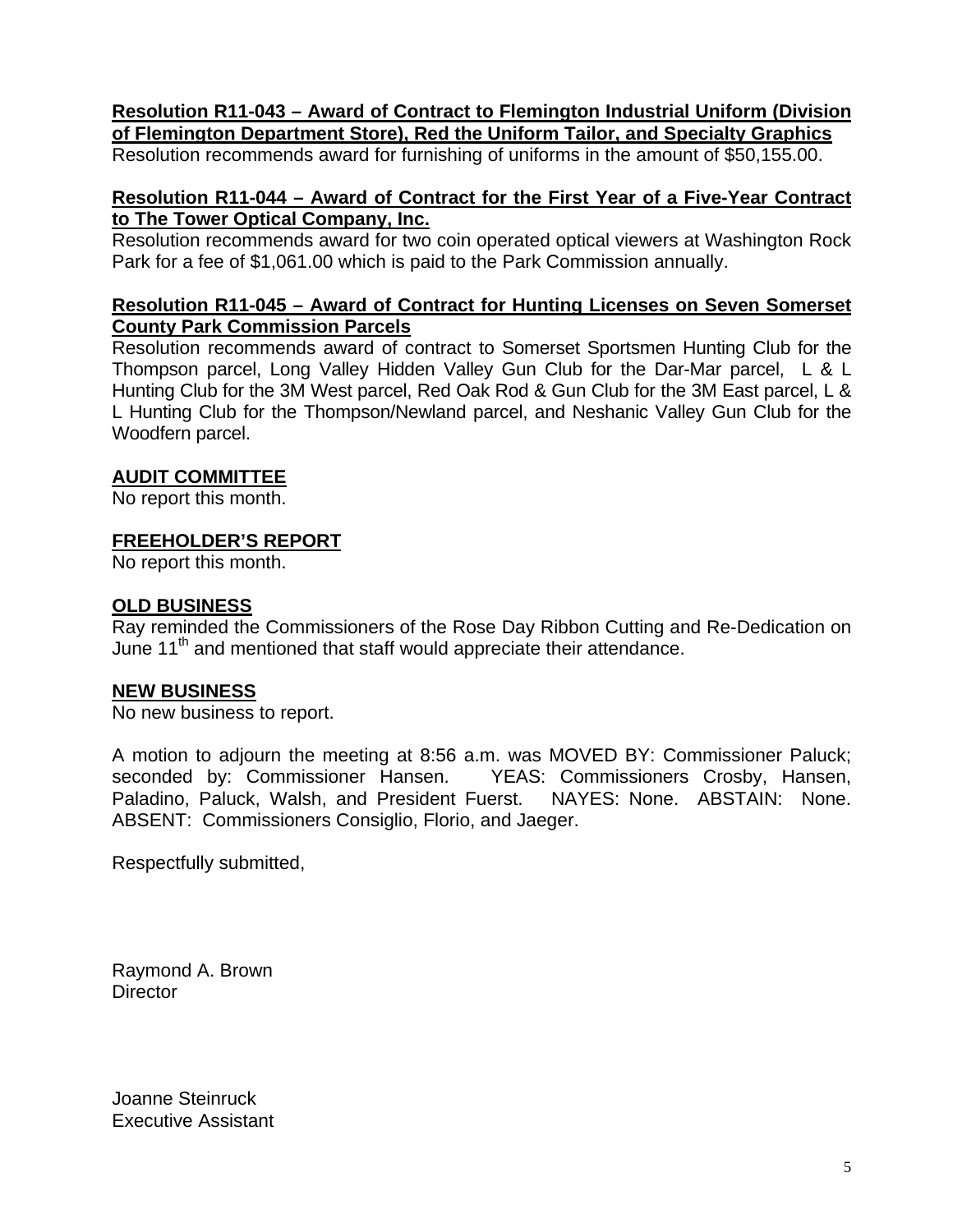**Resolution R11-043 – Award of Contract to Flemington Industrial Uniform (Division of Flemington Department Store), Red the Uniform Tailor, and Specialty Graphics**

Resolution recommends award for furnishing of uniforms in the amount of $50,155.00.

**Resolution R11-044 – Award of Contract for the First Year of a Five-Year Contract to The Tower Optical Company, Inc.**

Resolution recommends award for two coin operated optical viewers at Washington Rock Park for a fee of $1,061.00 which is paid to the Park Commission annually.

**Resolution R11-045 – Award of Contract for Hunting Licenses on Seven Somerset County Park Commission Parcels**

Resolution recommends award of contract to Somerset Sportsmen Hunting Club for the Thompson parcel, Long Valley Hidden Valley Gun Club for the Dar-Mar parcel, L & L Hunting Club for the 3M West parcel, Red Oak Rod & Gun Club for the 3M East parcel, L & L Hunting Club for the Thompson/Newland parcel, and Neshanic Valley Gun Club for the Woodfern parcel.

## AUDIT COMMITTEE

No report this month.

## FREEHOLDER'S REPORT

No report this month.

## OLD BUSINESS

Ray reminded the Commissioners of the Rose Day Ribbon Cutting and Re-Dedication on June 11th and mentioned that staff would appreciate their attendance.

## NEW BUSINESS

No new business to report.

A motion to adjourn the meeting at 8:56 a.m. was MOVED BY: Commissioner Paluck; seconded by: Commissioner Hansen. YEAS: Commissioners Crosby, Hansen, Paladino, Paluck, Walsh, and President Fuerst. NAYES: None. ABSTAIN: None. ABSENT: Commissioners Consiglio, Florio, and Jaeger.

Respectfully submitted,

Raymond A. Brown
Director

Joanne Steinruck
Executive Assistant